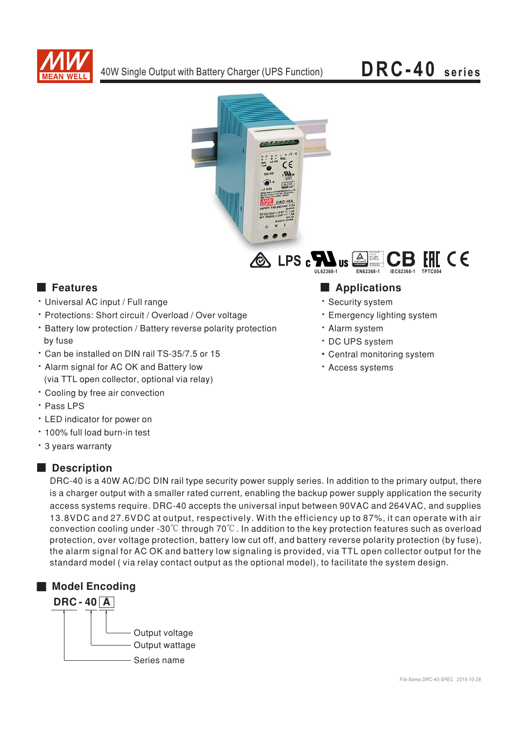# 40W Single Output with Battery Charger (UPS Function)

# DRC-40 series

UL62368-1 EN62368-1 IEC62368-1 TPTC004

## ■ Features

- Universal AC input / Full range
- Protections: Short circuit / Overload / Over voltage
- Battery low protection / Battery reverse polarity protection by fuse
- Can be installed on DIN rail TS-35/7.5 or 15
- Alarm signal for AC OK and Battery low (via TTL open collector, optional via relay)
- Cooling by free air convection
- Pass LPS
- LED indicator for power on
- 100% full load burn-in test
- 3 years warranty

## ■ Applications

- Security system
- Emergency lighting system
- Alarm system
- DC UPS system
- Central monitoring system
- Access systems

## ■ Description

DRC-40 is a 40W AC/DC DIN rail type security power supply series. In addition to the primary output, there is a charger output with a smaller rated current, enabling the backup power supply application the security access systems require. DRC-40 accepts the universal input between 90VAC and 264VAC, and supplies 13.8VDC and 27.6VDC at output, respectively. With the efficiency up to 87%, it can operate with air convection cooling under -30℃ through 70℃. In addition to the key protection features such as overload protection, over voltage protection, battery low cut off, and battery reverse polarity protection (by fuse), the alarm signal for AC OK and battery low signaling is provided, via TTL open collector output for the standard model ( via relay contact output as the optional model), to facilitate the system design.

## ■ Model Encoding

**DRC - 40 A**

- A: Output voltage
- 40: Output wattage
- DRC: Series name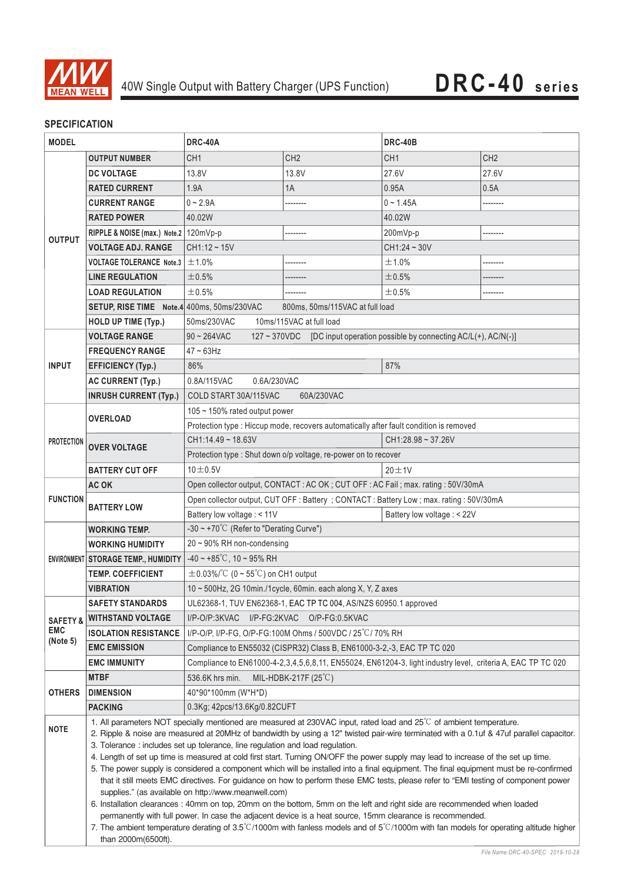# DRC-40 series

40W Single Output with Battery Charger (UPS Function)

## SPECIFICATION

| MODEL | | DRC-40A | | DRC-40B | |
|---|---|---|---|---|---|
| OUTPUT | OUTPUT NUMBER | CH1 | CH2 | CH1 | CH2 |
| | DC VOLTAGE | 13.8V | 13.8V | 27.6V | 27.6V |
| | RATED CURRENT | 1.9A | 1A | 0.95A | 0.5A |
| | CURRENT RANGE | 0 ~ 2.9A | -------- | 0 ~ 1.45A | -------- |
| | RATED POWER | 40.02W | | 40.02W | |
| | RIPPLE & NOISE (max.) Note.2 | 120mVp-p | -------- | 200mVp-p | -------- |
| | VOLTAGE ADJ. RANGE | CH1:12 ~ 15V | | CH1:24 ~ 30V | |
| | VOLTAGE TOLERANCE Note.3 | ±1.0% | -------- | ±1.0% | -------- |
| | LINE REGULATION | ±0.5% | -------- | ±0.5% | -------- |
| | LOAD REGULATION | ±0.5% | -------- | ±0.5% | -------- |
| | SETUP, RISE TIME Note.4 | 400ms, 50ms/230VAC 800ms, 50ms/115VAC at full load | | | |
| | HOLD UP TIME (Typ.) | 50ms/230VAC 10ms/115VAC at full load | | | |
| INPUT | VOLTAGE RANGE | 90 ~ 264VAC 127 ~ 370VDC [DC input operation possible by connecting AC/L(+), AC/N(-)] | | | |
| | FREQUENCY RANGE | 47 ~ 63Hz | | | |
| | EFFICIENCY (Typ.) | 86% | | 87% | |
| | AC CURRENT (Typ.) | 0.8A/115VAC 0.6A/230VAC | | | |
| | INRUSH CURRENT (Typ.) | COLD START 30A/115VAC 60A/230VAC | | | |
| PROTECTION | OVERLOAD | 105 ~ 150% rated output power | | | |
| | | Protection type : Hiccup mode, recovers automatically after fault condition is removed | | | |
| | OVER VOLTAGE | CH1:14.49 ~ 18.63V | | CH1:28.98 ~ 37.26V | |
| | | Protection type : Shut down o/p voltage, re-power on to recover | | | |
| | BATTERY CUT OFF | 10±0.5V | | 20±1V | |
| FUNCTION | AC OK | Open collector output, CONTACT : AC OK ; CUT OFF : AC Fail ; max. rating : 50V/30mA | | | |
| | BATTERY LOW | Open collector output, CUT OFF : Battery ; CONTACT : Battery Low ; max. rating : 50V/30mA | | | |
| | | Battery low voltage : < 11V | | Battery low voltage : < 22V | |
| ENVIRONMENT | WORKING TEMP. | -30 ~ +70℃ (Refer to "Derating Curve") | | | |
| | WORKING HUMIDITY | 20 ~ 90% RH non-condensing | | | |
| | STORAGE TEMP., HUMIDITY | -40 ~ +85℃, 10 ~ 95% RH | | | |
| | TEMP. COEFFICIENT | ±0.03%/℃ (0 ~ 55℃) on CH1 output | | | |
| | VIBRATION | 10 ~ 500Hz, 2G 10min./1cycle, 60min. each along X, Y, Z axes | | | |
| SAFETY & EMC (Note 5) | SAFETY STANDARDS | UL62368-1, TUV EN62368-1, EAC TP TC 004, AS/NZS 60950.1 approved | | | |
| | WITHSTAND VOLTAGE | I/P-O/P:3KVAC I/P-FG:2KVAC O/P-FG:0.5KVAC | | | |
| | ISOLATION RESISTANCE | I/P-O/P, I/P-FG, O/P-FG:100M Ohms / 500VDC / 25℃/ 70% RH | | | |
| | EMC EMISSION | Compliance to EN55032 (CISPR32) Class B, EN61000-3-2,-3, EAC TP TC 020 | | | |
| | EMC IMMUNITY | Compliance to EN61000-4-2,3,4,5,6,8,11, EN55024, EN61204-3, light industry level, criteria A, EAC TP TC 020 | | | |
| OTHERS | MTBF | 536.6K hrs min. MIL-HDBK-217F (25℃) | | | |
| | DIMENSION | 40*90*100mm (W*H*D) | | | |
| | PACKING | 0.3Kg; 42pcs/13.6Kg/0.82CUFT | | | |

**NOTE**

1. All parameters NOT specially mentioned are measured at 230VAC input, rated load and 25℃ of ambient temperature.
2. Ripple & noise are measured at 20MHz of bandwidth by using a 12" twisted pair-wire terminated with a 0.1uf & 47uf parallel capacitor.
3. Tolerance : includes set up tolerance, line regulation and load regulation.
4. Length of set up time is measured at cold first start. Turning ON/OFF the power supply may lead to increase of the set up time.
5. The power supply is considered a component which will be installed into a final equipment. The final equipment must be re-confirmed that it still meets EMC directives. For guidance on how to perform these EMC tests, please refer to "EMI testing of component power supplies." (as available on http://www.meanwell.com)
6. Installation clearances : 40mm on top, 20mm on the bottom, 5mm on the left and right side are recommended when loaded permanently with full power. In case the adjacent device is a heat source, 15mm clearance is recommended.
7. The ambient temperature derating of 3.5℃/1000m with fanless models and of 5℃/1000m with fan models for operating altitude higher than 2000m(6500ft).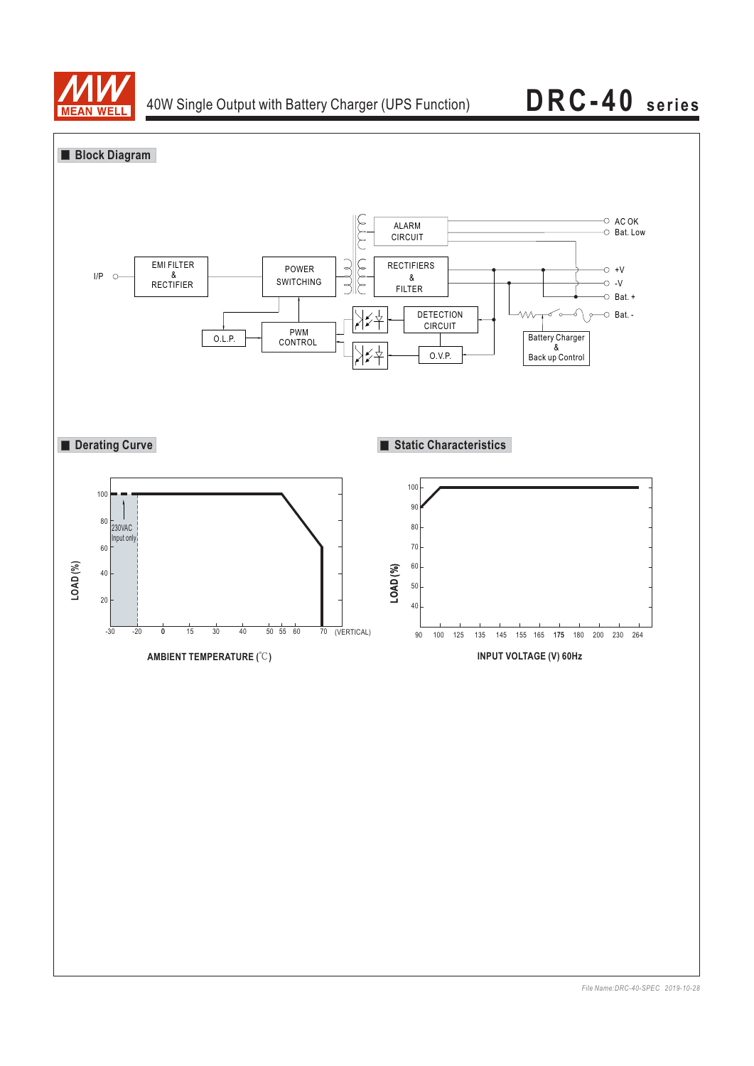## Block Diagram

I/P — EMI FILTER & RECTIFIER — POWER SWITCHING — RECTIFIERS & FILTER — +V, -V, Bat. +, Bat. -

ALARM CIRCUIT — AC OK, Bat. Low

O.L.P.

PWM CONTROL

DETECTION CIRCUIT

O.V.P.

Battery Charger & Back up Control

## Derating Curve

LOAD (%)

100, 80, 60, 40, 20

230VAC Input only

-30, -20, 0, 15, 30, 40, 50, 55, 60, 70 (VERTICAL)

AMBIENT TEMPERATURE (℃)

## Static Characteristics

LOAD (%)

100, 90, 80, 70, 60, 50, 40

90, 100, 125, 135, 145, 155, 165, 175, 180, 200, 230, 264

INPUT VOLTAGE (V) 60Hz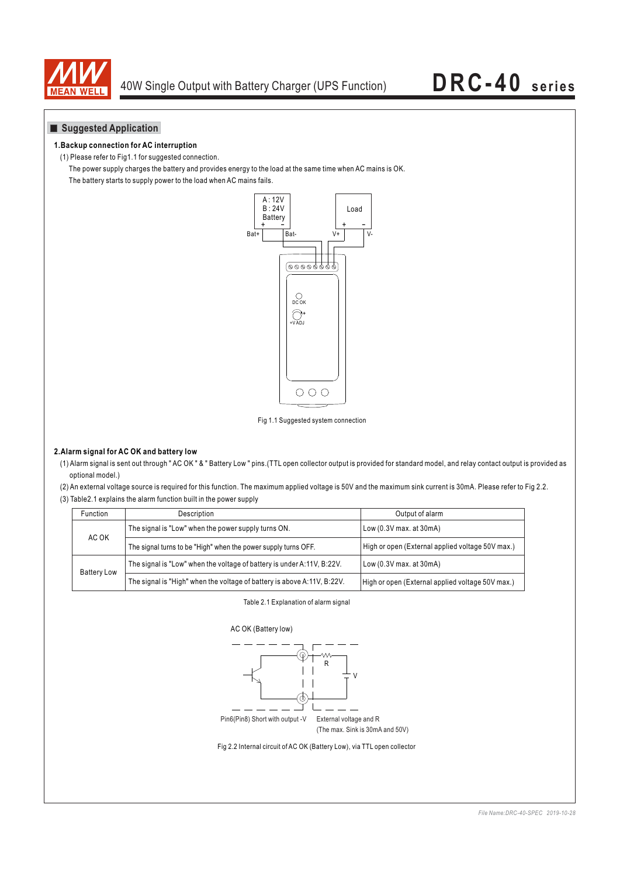## Suggested Application

**1.Backup connection for AC interruption**

(1) Please refer to Fig1.1 for suggested connection.

The power supply charges the battery and provides energy to the load at the same time when AC mains is OK.

The battery starts to supply power to the load when AC mains fails.

A : 12V
B : 24V
Battery

Load

Bat+ Bat- V+ V-

DC OK

+V ADJ

Fig 1.1 Suggested system connection

**2.Alarm signal for AC OK and battery low**

(1) Alarm signal is sent out through " AC OK " & " Battery Low " pins.(TTL open collector output is provided for standard model, and relay contact output is provided as optional model.)

(2) An external voltage source is required for this function. The maximum applied voltage is 50V and the maximum sink current is 30mA. Please refer to Fig 2.2.

(3) Table2.1 explains the alarm function built in the power supply

| Function | Description | Output of alarm |
|---|---|---|
| AC OK | The signal is "Low" when the power supply turns ON. | Low (0.3V max. at 30mA) |
| | The signal turns to be "High" when the power supply turns OFF. | High or open (External applied voltage 50V max.) |
| Battery Low | The signal is "Low" when the voltage of battery is under A:11V, B:22V. | Low (0.3V max. at 30mA) |
| | The signal is "High" when the voltage of battery is above A:11V, B:22V. | High or open (External applied voltage 50V max.) |

Table 2.1 Explanation of alarm signal

AC OK (Battery low)

R

V

Pin6(Pin8) Short with output -V

External voltage and R
(The max. Sink is 30mA and 50V)

Fig 2.2 Internal circuit of AC OK (Battery Low), via TTL open collector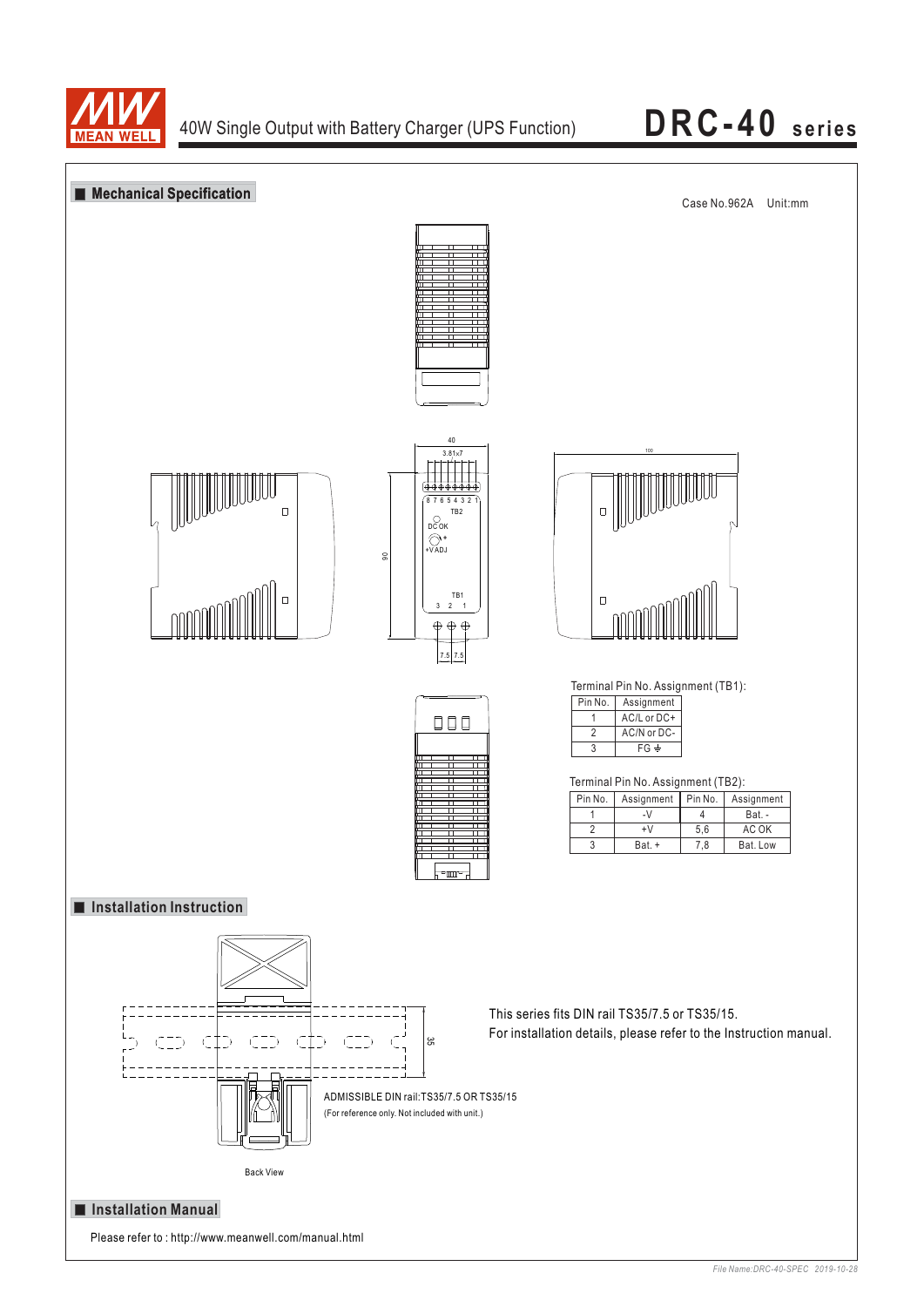# 40W Single Output with Battery Charger (UPS Function) — DRC-40 series

## Mechanical Specification

Case No.962A Unit:mm

40
3.81x7
8 7 6 5 4 3 2 1
TB2
DC OK
+V ADJ
90
TB1
3 2 1
7.5 7.5
100

Terminal Pin No. Assignment (TB1):

| Pin No. | Assignment |
|---|---|
| 1 | AC/L or DC+ |
| 2 | AC/N or DC- |
| 3 | FG ⏚ |

Terminal Pin No. Assignment (TB2):

| Pin No. | Assignment | Pin No. | Assignment |
|---|---|---|---|
| 1 | -V | 4 | Bat. - |
| 2 | +V | 5,6 | AC OK |
| 3 | Bat. + | 7,8 | Bat. Low |

## Installation Instruction

35

ADMISSIBLE DIN rail:TS35/7.5 OR TS35/15
(For reference only. Not included with unit.)

Back View

This series fits DIN rail TS35/7.5 or TS35/15.
For installation details, please refer to the Instruction manual.

## Installation Manual

Please refer to : http://www.meanwell.com/manual.html

*File Name:DRC-40-SPEC 2019-10-28*